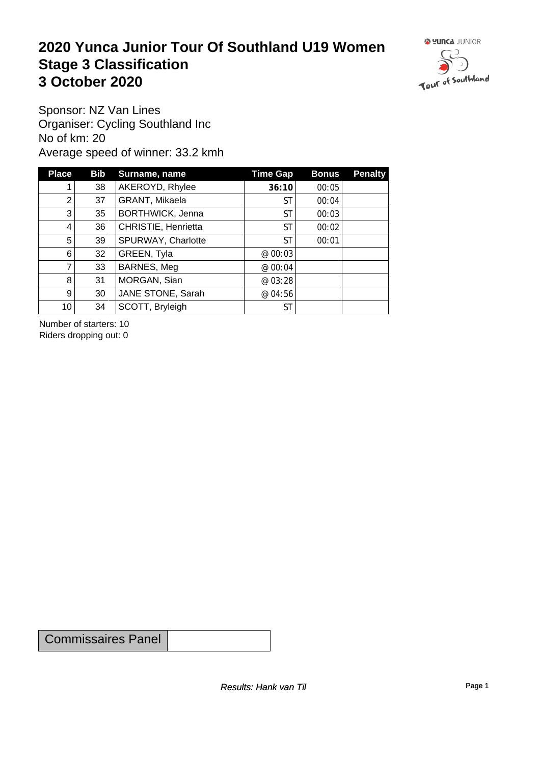# 2020 Yunca Junior Tour Of Southland U19 Women
# Stage 3 Classification
# 3 October 2020

Sponsor: NZ Van Lines
Organiser: Cycling Southland Inc
No of km: 20
Average speed of winner: 33.2 kmh

| Place | Bib | Surname, name | Time Gap | Bonus | Penalty |
|---|---|---|---|---|---|
| 1 | 38 | AKEROYD, Rhylee | **36:10** | 00:05 | |
| 2 | 37 | GRANT, Mikaela | ST | 00:04 | |
| 3 | 35 | BORTHWICK, Jenna | ST | 00:03 | |
| 4 | 36 | CHRISTIE, Henrietta | ST | 00:02 | |
| 5 | 39 | SPURWAY, Charlotte | ST | 00:01 | |
| 6 | 32 | GREEN, Tyla | @ 00:03 | | |
| 7 | 33 | BARNES, Meg | @ 00:04 | | |
| 8 | 31 | MORGAN, Sian | @ 03:28 | | |
| 9 | 30 | JANE STONE, Sarah | @ 04:56 | | |
| 10 | 34 | SCOTT, Bryleigh | ST | | |

Number of starters: 10
Riders dropping out: 0

| Commissaires Panel | |
|---|---|

*Results: Hank van Til*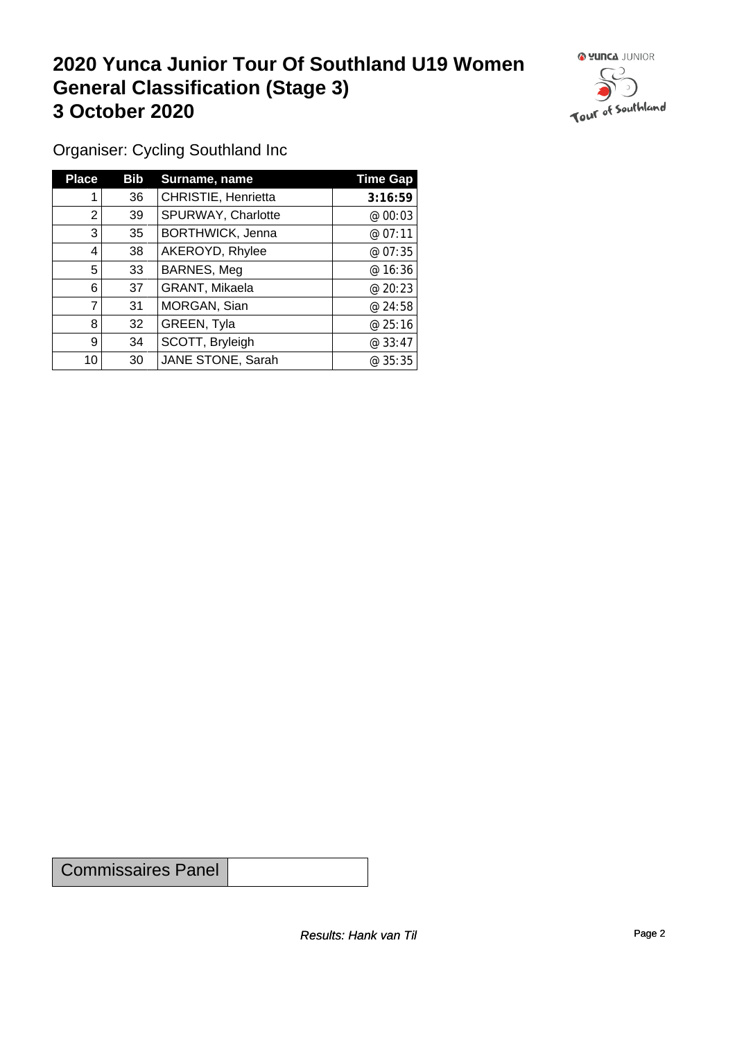# 2020 Yunca Junior Tour Of Southland U19 Women
# General Classification (Stage 3)
# 3 October 2020

Organiser: Cycling Southland Inc

| Place | Bib | Surname, name | Time Gap |
|---|---|---|---|
| 1 | 36 | CHRISTIE, Henrietta | **3:16:59** |
| 2 | 39 | SPURWAY, Charlotte | @ 00:03 |
| 3 | 35 | BORTHWICK, Jenna | @ 07:11 |
| 4 | 38 | AKEROYD, Rhylee | @ 07:35 |
| 5 | 33 | BARNES, Meg | @ 16:36 |
| 6 | 37 | GRANT, Mikaela | @ 20:23 |
| 7 | 31 | MORGAN, Sian | @ 24:58 |
| 8 | 32 | GREEN, Tyla | @ 25:16 |
| 9 | 34 | SCOTT, Bryleigh | @ 33:47 |
| 10 | 30 | JANE STONE, Sarah | @ 35:35 |

| Commissaires Panel | |
|---|---|

*Results: Hank van Til*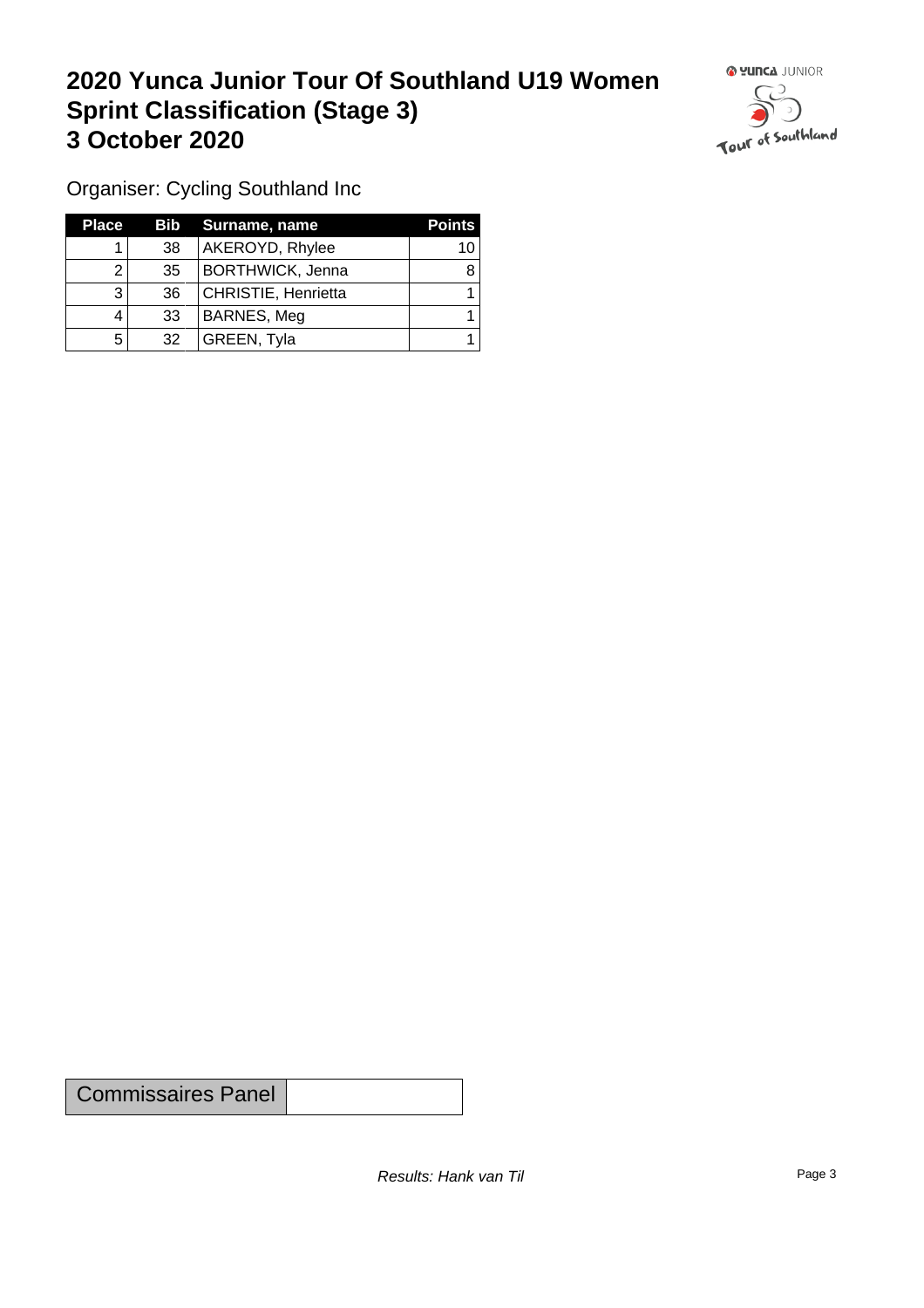# 2020 Yunca Junior Tour Of Southland U19 Women Sprint Classification (Stage 3) 3 October 2020

Organiser: Cycling Southland Inc

| Place | Bib | Surname, name | Points |
|---|---|---|---|
| 1 | 38 | AKEROYD, Rhylee | 10 |
| 2 | 35 | BORTHWICK, Jenna | 8 |
| 3 | 36 | CHRISTIE, Henrietta | 1 |
| 4 | 33 | BARNES, Meg | 1 |
| 5 | 32 | GREEN, Tyla | 1 |

| Commissaires Panel | |
|---|---|

*Results: Hank van Til*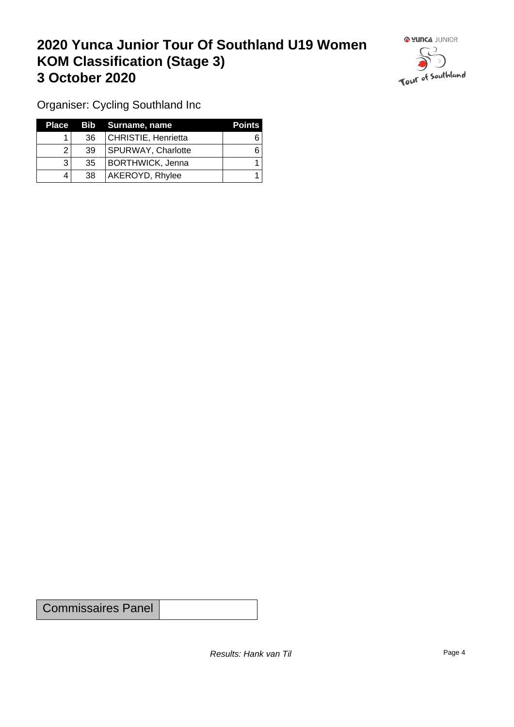# 2020 Yunca Junior Tour Of Southland U19 Women KOM Classification (Stage 3) 3 October 2020

Organiser: Cycling Southland Inc

| Place | Bib | Surname, name | Points |
|---|---|---|---|
| 1 | 36 | CHRISTIE, Henrietta | 6 |
| 2 | 39 | SPURWAY, Charlotte | 6 |
| 3 | 35 | BORTHWICK, Jenna | 1 |
| 4 | 38 | AKEROYD, Rhylee | 1 |

| Commissaires Panel | |
|---|---|

*Results: Hank van Til*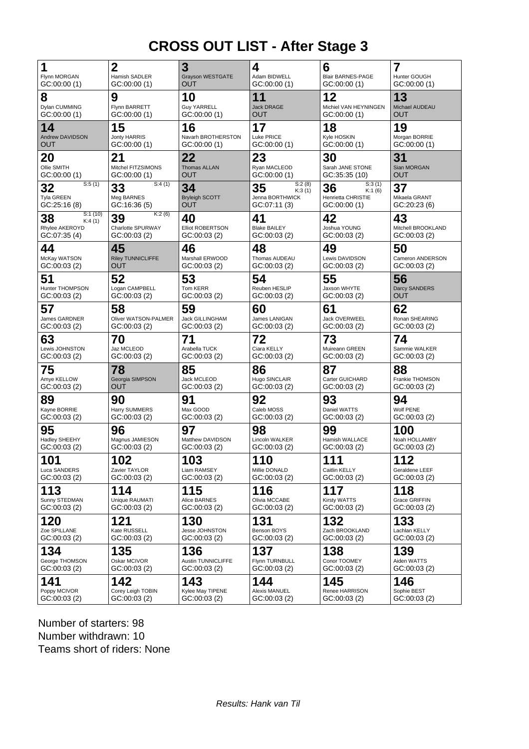# CROSS OUT LIST - After Stage 3

| | | | | | |
|---|---|---|---|---|---|
| **1**<br>Flynn MORGAN<br>GC:00:00 (1) | **2**<br>Hamish SADLER<br>GC:00:00 (1) | **3**<br>Grayson WESTGATE<br>OUT | **4**<br>Adam BIDWELL<br>GC:00:00 (1) | **6**<br>Blair BARNES-PAGE<br>GC:00:00 (1) | **7**<br>Hunter GOUGH<br>GC:00:00 (1) |
| **8**<br>Dylan CUMMING<br>GC:00:00 (1) | **9**<br>Flynn BARRETT<br>GC:00:00 (1) | **10**<br>Guy YARRELL<br>GC:00:00 (1) | **11**<br>Jack DRAGE<br>OUT | **12**<br>Michiel VAN HEYNINGEN<br>GC:00:00 (1) | **13**<br>Michael AUDEAU<br>OUT |
| **14**<br>Andrew DAVIDSON<br>OUT | **15**<br>Jonty HARRIS<br>GC:00:00 (1) | **16**<br>Navarh BROTHERSTON<br>GC:00:00 (1) | **17**<br>Luke PRICE<br>GC:00:00 (1) | **18**<br>Kyle HOSKIN<br>GC:00:00 (1) | **19**<br>Morgan BORRIE<br>GC:00:00 (1) |
| **20**<br>Ollie SMITH<br>GC:00:00 (1) | **21**<br>Mitchel FITZSIMONS<br>GC:00:00 (1) | **22**<br>Thomas ALLAN<br>OUT | **23**<br>Ryan MACLEOD<br>GC:00:00 (1) | **30**<br>Sarah JANE STONE<br>GC:35:35 (10) | **31**<br>Sian MORGAN<br>OUT |
| **32** S:5 (1)<br>Tyla GREEN<br>GC:25:16 (8) | **33** S:4 (1)<br>Meg BARNES<br>GC:16:36 (5) | **34**<br>Bryleigh SCOTT<br>OUT | **35** S:2 (8) K:3 (1)<br>Jenna BORTHWICK<br>GC:07:11 (3) | **36** S:3 (1) K:1 (6)<br>Henrietta CHRISTIE<br>GC:00:00 (1) | **37**<br>Mikaela GRANT<br>GC:20:23 (6) |
| **38** S:1 (10) K:4 (1)<br>Rhylee AKEROYD<br>GC:07:35 (4) | **39** K:2 (6)<br>Charlotte SPURWAY<br>GC:00:03 (2) | **40**<br>Elliot ROBERTSON<br>GC:00:03 (2) | **41**<br>Blake BAILEY<br>GC:00:03 (2) | **42**<br>Joshua YOUNG<br>GC:00:03 (2) | **43**<br>Mitchell BROOKLAND<br>GC:00:03 (2) |
| **44**<br>McKay WATSON<br>GC:00:03 (2) | **45**<br>Riley TUNNICLIFFE<br>OUT | **46**<br>Marshall ERWOOD<br>GC:00:03 (2) | **48**<br>Thomas AUDEAU<br>GC:00:03 (2) | **49**<br>Lewis DAVIDSON<br>GC:00:03 (2) | **50**<br>Cameron ANDERSON<br>GC:00:03 (2) |
| **51**<br>Hunter THOMPSON<br>GC:00:03 (2) | **52**<br>Logan CAMPBELL<br>GC:00:03 (2) | **53**<br>Tom KERR<br>GC:00:03 (2) | **54**<br>Reuben HESLIP<br>GC:00:03 (2) | **55**<br>Jaxson WHYTE<br>GC:00:03 (2) | **56**<br>Darcy SANDERS<br>OUT |
| **57**<br>James GARDNER<br>GC:00:03 (2) | **58**<br>Oliver WATSON-PALMER<br>GC:00:03 (2) | **59**<br>Jack GILLINGHAM<br>GC:00:03 (2) | **60**<br>James LANIGAN<br>GC:00:03 (2) | **61**<br>Jack OVERWEEL<br>GC:00:03 (2) | **62**<br>Ronan SHEARING<br>GC:00:03 (2) |
| **63**<br>Lewis JOHNSTON<br>GC:00:03 (2) | **70**<br>Jaz MCLEOD<br>GC:00:03 (2) | **71**<br>Arabella TUCK<br>GC:00:03 (2) | **72**<br>Ciara KELLY<br>GC:00:03 (2) | **73**<br>Muireann GREEN<br>GC:00:03 (2) | **74**<br>Sammie WALKER<br>GC:00:03 (2) |
| **75**<br>Amye KELLOW<br>GC:00:03 (2) | **78**<br>Georgia SIMPSON<br>OUT | **85**<br>Jack MCLEOD<br>GC:00:03 (2) | **86**<br>Hugo SINCLAIR<br>GC:00:03 (2) | **87**<br>Carter GUICHARD<br>GC:00:03 (2) | **88**<br>Frankie THOMSON<br>GC:00:03 (2) |
| **89**<br>Kayne BORRIE<br>GC:00:03 (2) | **90**<br>Harry SUMMERS<br>GC:00:03 (2) | **91**<br>Max GOOD<br>GC:00:03 (2) | **92**<br>Caleb MOSS<br>GC:00:03 (2) | **93**<br>Daniel WATTS<br>GC:00:03 (2) | **94**<br>Wolf PENE<br>GC:00:03 (2) |
| **95**<br>Hadley SHEEHY<br>GC:00:03 (2) | **96**<br>Magnus JAMIESON<br>GC:00:03 (2) | **97**<br>Matthew DAVIDSON<br>GC:00:03 (2) | **98**<br>Lincoln WALKER<br>GC:00:03 (2) | **99**<br>Hamish WALLACE<br>GC:00:03 (2) | **100**<br>Noah HOLLAMBY<br>GC:00:03 (2) |
| **101**<br>Luca SANDERS<br>GC:00:03 (2) | **102**<br>Zavier TAYLOR<br>GC:00:03 (2) | **103**<br>Liam RAMSEY<br>GC:00:03 (2) | **110**<br>Millie DONALD<br>GC:00:03 (2) | **111**<br>Caitlin KELLY<br>GC:00:03 (2) | **112**<br>Geraldene LEEF<br>GC:00:03 (2) |
| **113**<br>Sunny STEDMAN<br>GC:00:03 (2) | **114**<br>Unique RAUMATI<br>GC:00:03 (2) | **115**<br>Alice BARNES<br>GC:00:03 (2) | **116**<br>Olivia MCCABE<br>GC:00:03 (2) | **117**<br>Kirsty WATTS<br>GC:00:03 (2) | **118**<br>Grace GRIFFIN<br>GC:00:03 (2) |
| **120**<br>Zoe SPILLANE<br>GC:00:03 (2) | **121**<br>Kate RUSSELL<br>GC:00:03 (2) | **130**<br>Jesse JOHNSTON<br>GC:00:03 (2) | **131**<br>Benson BOYS<br>GC:00:03 (2) | **132**<br>Zach BROOKLAND<br>GC:00:03 (2) | **133**<br>Lachlan KELLY<br>GC:00:03 (2) |
| **134**<br>George THOMSON<br>GC:00:03 (2) | **135**<br>Oskar MCIVOR<br>GC:00:03 (2) | **136**<br>Austin TUNNICLIFFE<br>GC:00:03 (2) | **137**<br>Flynn TURNBULL<br>GC:00:03 (2) | **138**<br>Conor TOOMEY<br>GC:00:03 (2) | **139**<br>Aiden WATTS<br>GC:00:03 (2) |
| **141**<br>Poppy MCIVOR<br>GC:00:03 (2) | **142**<br>Corey Leigh TOBIN<br>GC:00:03 (2) | **143**<br>Kylee May TIPENE<br>GC:00:03 (2) | **144**<br>Alexis MANUEL<br>GC:00:03 (2) | **145**<br>Renee HARRISON<br>GC:00:03 (2) | **146**<br>Sophie BEST<br>GC:00:03 (2) |

Number of starters: 98
Number withdrawn: 10
Teams short of riders: None

*Results: Hank van Til*